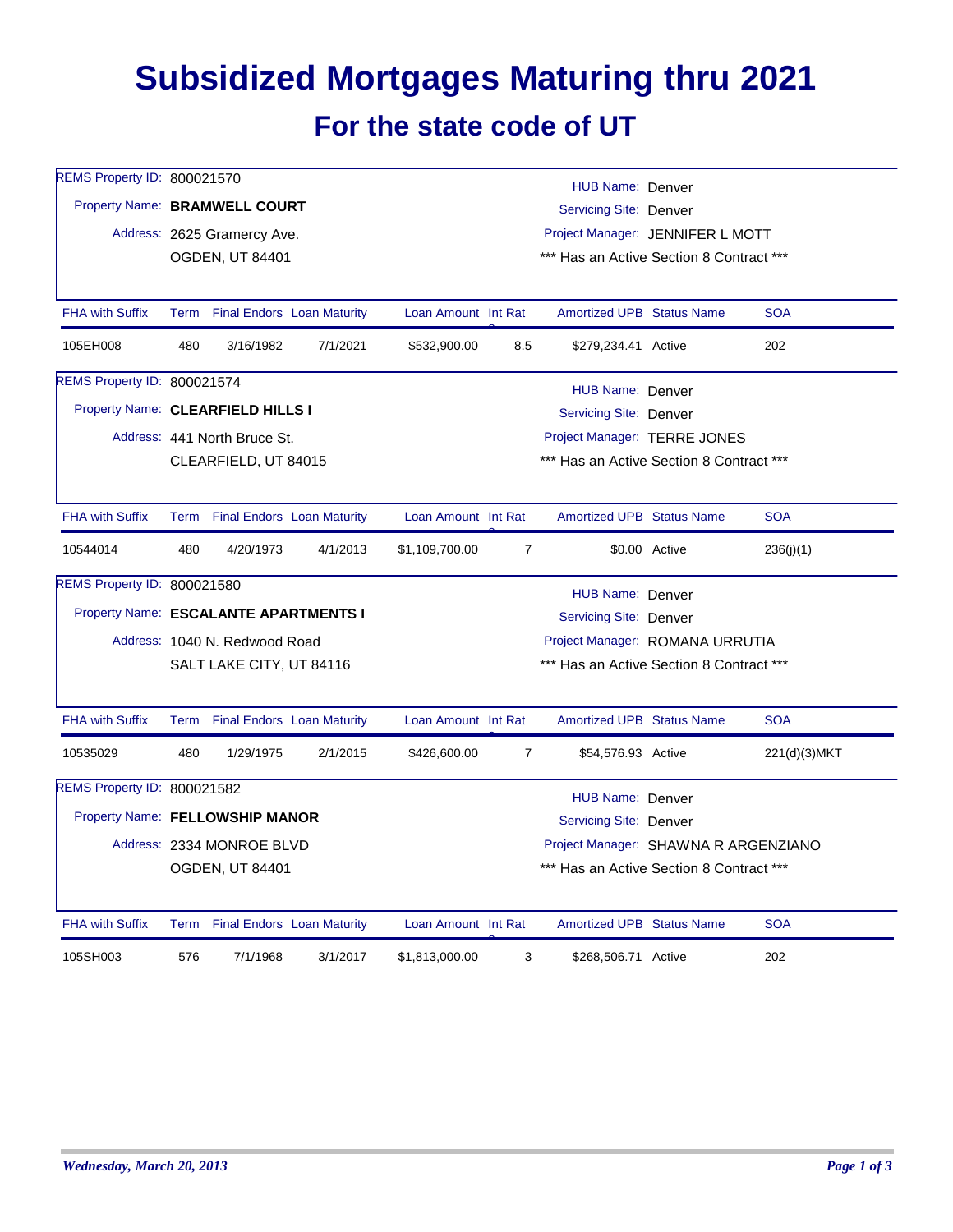# Subsidized Mortgages Maturing thru 2021

## For the state code of UT

REMS Property ID: 800021570
Property Name: **BRAMWELL COURT**
Address: 2625 Gramercy Ave.
OGDEN, UT 84401

HUB Name: Denver
Servicing Site: Denver
Project Manager: JENNIFER L MOTT
*** Has an Active Section 8 Contract ***

| FHA with Suffix | Term | Final Endors | Loan Maturity | Loan Amount | Int Rate | Amortized UPB | Status Name | SOA |
|---|---|---|---|---|---|---|---|---|
| 105EH008 | 480 | 3/16/1982 | 7/1/2021 | $532,900.00 | 8.5 | $279,234.41 | Active | 202 |

REMS Property ID: 800021574
Property Name: **CLEARFIELD HILLS I**
Address: 441 North Bruce St.
CLEARFIELD, UT 84015

HUB Name: Denver
Servicing Site: Denver
Project Manager: TERRE JONES
*** Has an Active Section 8 Contract ***

| FHA with Suffix | Term | Final Endors | Loan Maturity | Loan Amount | Int Rate | Amortized UPB | Status Name | SOA |
|---|---|---|---|---|---|---|---|---|
| 10544014 | 480 | 4/20/1973 | 4/1/2013 | $1,109,700.00 | 7 | $0.00 | Active | 236(j)(1) |

REMS Property ID: 800021580
Property Name: **ESCALANTE APARTMENTS I**
Address: 1040 N. Redwood Road
SALT LAKE CITY, UT 84116

HUB Name: Denver
Servicing Site: Denver
Project Manager: ROMANA URRUTIA
*** Has an Active Section 8 Contract ***

| FHA with Suffix | Term | Final Endors | Loan Maturity | Loan Amount | Int Rate | Amortized UPB | Status Name | SOA |
|---|---|---|---|---|---|---|---|---|
| 10535029 | 480 | 1/29/1975 | 2/1/2015 | $426,600.00 | 7 | $54,576.93 | Active | 221(d)(3)MKT |

REMS Property ID: 800021582
Property Name: **FELLOWSHIP MANOR**
Address: 2334 MONROE BLVD
OGDEN, UT 84401

HUB Name: Denver
Servicing Site: Denver
Project Manager: SHAWNA R ARGENZIANO
*** Has an Active Section 8 Contract ***

| FHA with Suffix | Term | Final Endors | Loan Maturity | Loan Amount | Int Rate | Amortized UPB | Status Name | SOA |
|---|---|---|---|---|---|---|---|---|
| 105SH003 | 576 | 7/1/1968 | 3/1/2017 | $1,813,000.00 | 3 | $268,506.71 | Active | 202 |

*Wednesday, March 20, 2013*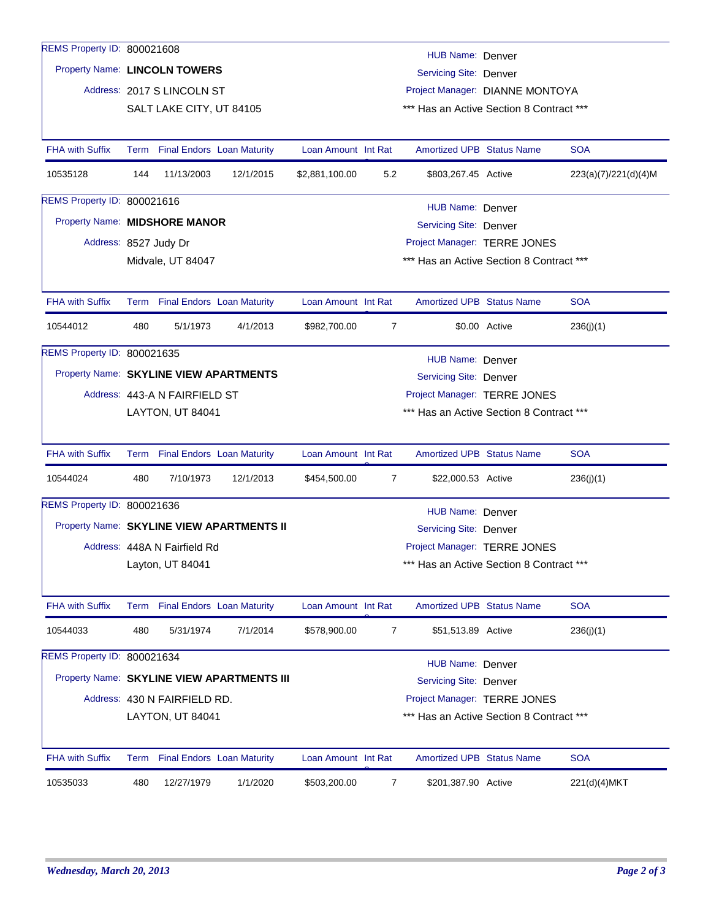REMS Property ID: 800021608

Property Name: **LINCOLN TOWERS**

Address: 2017 S LINCOLN ST
SALT LAKE CITY, UT 84105

HUB Name: Denver
Servicing Site: Denver
Project Manager: DIANNE MONTOYA
*** Has an Active Section 8 Contract ***

| FHA with Suffix | Term | Final Endors | Loan Maturity | Loan Amount | Int Rate | Amortized UPB | Status Name | SOA |
|---|---|---|---|---|---|---|---|---|
| 10535128 | 144 | 11/13/2003 | 12/1/2015 | $2,881,100.00 | 5.2 | $803,267.45 | Active | 223(a)(7)/221(d)(4)M |

REMS Property ID: 800021616

Property Name: **MIDSHORE MANOR**

Address: 8527 Judy Dr
Midvale, UT 84047

HUB Name: Denver
Servicing Site: Denver
Project Manager: TERRE JONES
*** Has an Active Section 8 Contract ***

| FHA with Suffix | Term | Final Endors | Loan Maturity | Loan Amount | Int Rate | Amortized UPB | Status Name | SOA |
|---|---|---|---|---|---|---|---|---|
| 10544012 | 480 | 5/1/1973 | 4/1/2013 | $982,700.00 | 7 | $0.00 | Active | 236(j)(1) |

REMS Property ID: 800021635

Property Name: **SKYLINE VIEW APARTMENTS**

Address: 443-A N FAIRFIELD ST
LAYTON, UT 84041

HUB Name: Denver
Servicing Site: Denver
Project Manager: TERRE JONES
*** Has an Active Section 8 Contract ***

| FHA with Suffix | Term | Final Endors | Loan Maturity | Loan Amount | Int Rate | Amortized UPB | Status Name | SOA |
|---|---|---|---|---|---|---|---|---|
| 10544024 | 480 | 7/10/1973 | 12/1/2013 | $454,500.00 | 7 | $22,000.53 | Active | 236(j)(1) |

REMS Property ID: 800021636

Property Name: **SKYLINE VIEW APARTMENTS II**

Address: 448A N Fairfield Rd
Layton, UT 84041

HUB Name: Denver
Servicing Site: Denver
Project Manager: TERRE JONES
*** Has an Active Section 8 Contract ***

| FHA with Suffix | Term | Final Endors | Loan Maturity | Loan Amount | Int Rate | Amortized UPB | Status Name | SOA |
|---|---|---|---|---|---|---|---|---|
| 10544033 | 480 | 5/31/1974 | 7/1/2014 | $578,900.00 | 7 | $51,513.89 | Active | 236(j)(1) |

REMS Property ID: 800021634

Property Name: **SKYLINE VIEW APARTMENTS III**

Address: 430 N FAIRFIELD RD.
LAYTON, UT 84041

HUB Name: Denver
Servicing Site: Denver
Project Manager: TERRE JONES
*** Has an Active Section 8 Contract ***

| FHA with Suffix | Term | Final Endors | Loan Maturity | Loan Amount | Int Rate | Amortized UPB | Status Name | SOA |
|---|---|---|---|---|---|---|---|---|
| 10535033 | 480 | 12/27/1979 | 1/1/2020 | $503,200.00 | 7 | $201,387.90 | Active | 221(d)(4)MKT |

*Wednesday, March 20, 2013*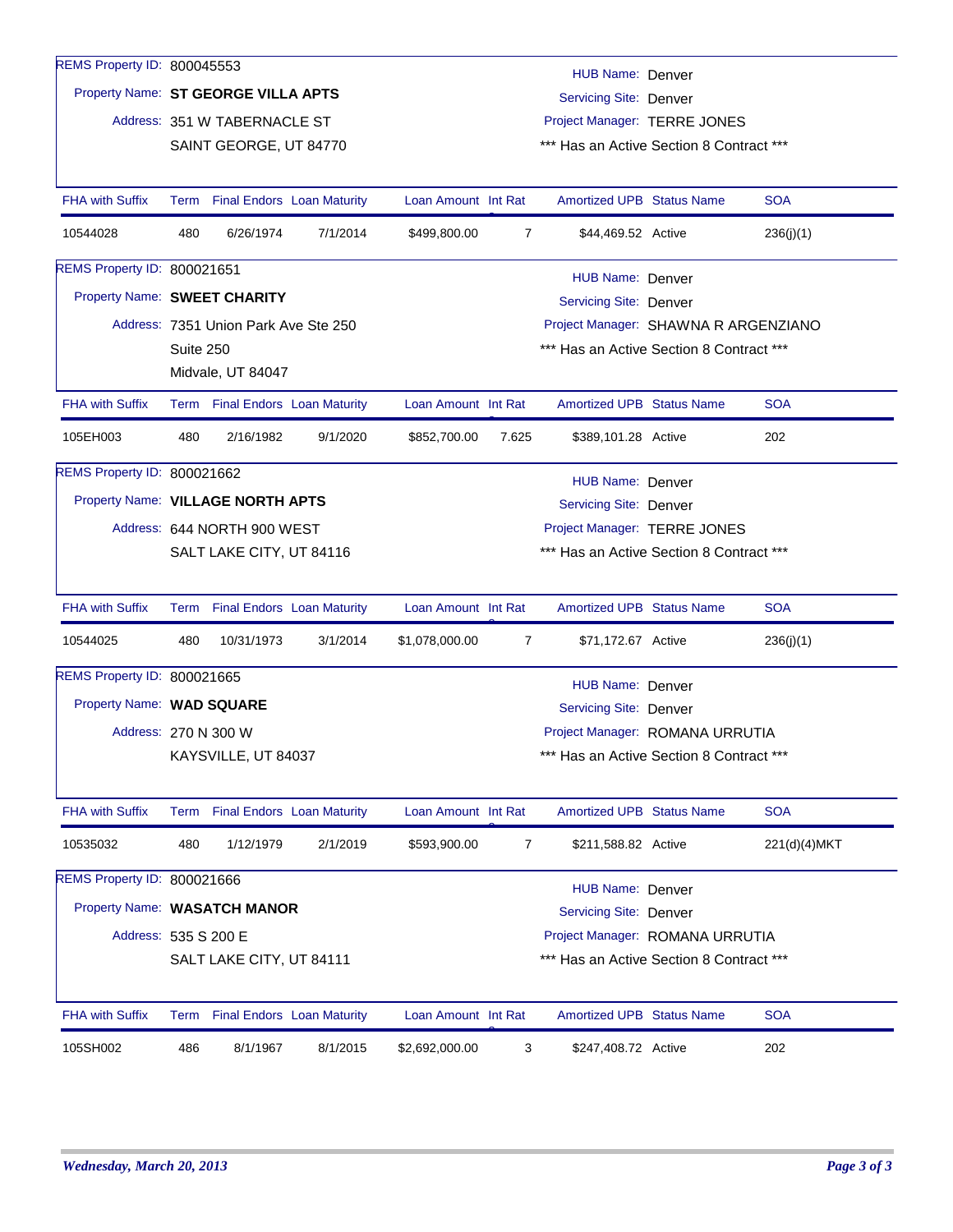REMS Property ID: 800045553

Property Name: **ST GEORGE VILLA APTS**

Address: 351 W TABERNACLE ST
SAINT GEORGE, UT 84770

HUB Name: Denver
Servicing Site: Denver
Project Manager: TERRE JONES
\*\*\* Has an Active Section 8 Contract \*\*\*

| FHA with Suffix | Term | Final Endors | Loan Maturity | Loan Amount | Int Rate | Amortized UPB | Status Name | SOA |
|---|---|---|---|---|---|---|---|---|
| 10544028 | 480 | 6/26/1974 | 7/1/2014 | $499,800.00 | 7 | $44,469.52 | Active | 236(j)(1) |

REMS Property ID: 800021651

Property Name: **SWEET CHARITY**

Address: 7351 Union Park Ave Ste 250
Suite 250
Midvale, UT 84047

HUB Name: Denver
Servicing Site: Denver
Project Manager: SHAWNA R ARGENZIANO
\*\*\* Has an Active Section 8 Contract \*\*\*

| FHA with Suffix | Term | Final Endors | Loan Maturity | Loan Amount | Int Rate | Amortized UPB | Status Name | SOA |
|---|---|---|---|---|---|---|---|---|
| 105EH003 | 480 | 2/16/1982 | 9/1/2020 | $852,700.00 | 7.625 | $389,101.28 | Active | 202 |

REMS Property ID: 800021662

Property Name: **VILLAGE NORTH APTS**

Address: 644 NORTH 900 WEST
SALT LAKE CITY, UT 84116

HUB Name: Denver
Servicing Site: Denver
Project Manager: TERRE JONES
\*\*\* Has an Active Section 8 Contract \*\*\*

| FHA with Suffix | Term | Final Endors | Loan Maturity | Loan Amount | Int Rate | Amortized UPB | Status Name | SOA |
|---|---|---|---|---|---|---|---|---|
| 10544025 | 480 | 10/31/1973 | 3/1/2014 | $1,078,000.00 | 7 | $71,172.67 | Active | 236(j)(1) |

REMS Property ID: 800021665

Property Name: **WAD SQUARE**

Address: 270 N 300 W
KAYSVILLE, UT 84037

HUB Name: Denver
Servicing Site: Denver
Project Manager: ROMANA URRUTIA
\*\*\* Has an Active Section 8 Contract \*\*\*

| FHA with Suffix | Term | Final Endors | Loan Maturity | Loan Amount | Int Rate | Amortized UPB | Status Name | SOA |
|---|---|---|---|---|---|---|---|---|
| 10535032 | 480 | 1/12/1979 | 2/1/2019 | $593,900.00 | 7 | $211,588.82 | Active | 221(d)(4)MKT |

REMS Property ID: 800021666

Property Name: **WASATCH MANOR**

Address: 535 S 200 E
SALT LAKE CITY, UT 84111

HUB Name: Denver
Servicing Site: Denver
Project Manager: ROMANA URRUTIA
\*\*\* Has an Active Section 8 Contract \*\*\*

| FHA with Suffix | Term | Final Endors | Loan Maturity | Loan Amount | Int Rate | Amortized UPB | Status Name | SOA |
|---|---|---|---|---|---|---|---|---|
| 105SH002 | 486 | 8/1/1967 | 8/1/2015 | $2,692,000.00 | 3 | $247,408.72 | Active | 202 |

*Wednesday, March 20, 2013*